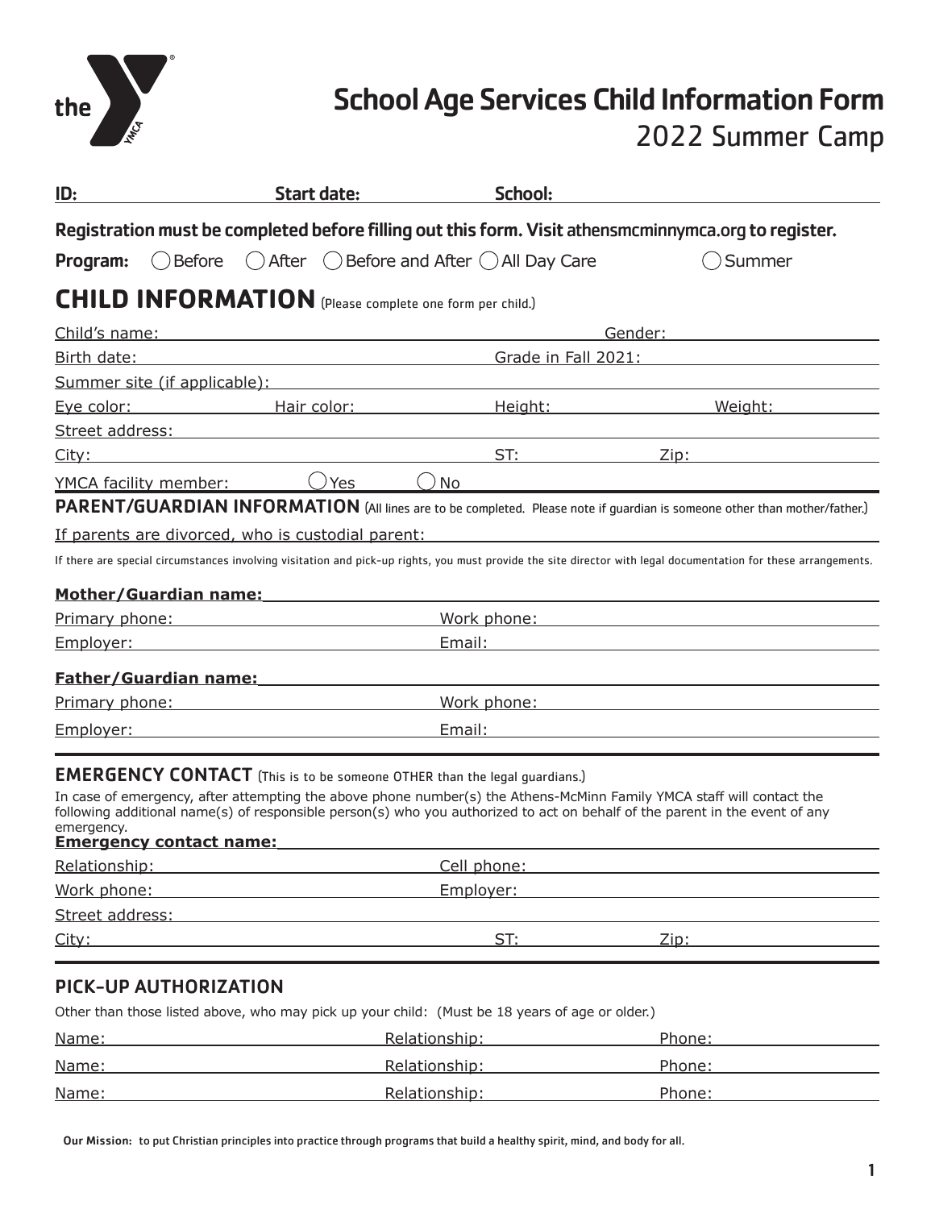the YMCA

# School Age Services Child Information Form

## 2022 Summer Camp

**ID:** ____________ **Start date:** ____________ **School:** ____________

**Registration must be completed before filling out this form. Visit athensmcminnymca.org to register.**

**Program:** ◯ Before ◯ After ◯ Before and After ◯ All Day Care ◯ Summer

## CHILD INFORMATION (Please complete one form per child.)

Child's name: ____________ Gender: ____________

Birth date: ____________ Grade in Fall 2021: ____________

Summer site (if applicable): ____________

Eye color: ____________ Hair color: ____________ Height: ____________ Weight: ____________

Street address: ____________

City: ____________ ST: ____________ Zip: ____________

YMCA facility member: ◯ Yes ◯ No

## PARENT/GUARDIAN INFORMATION (All lines are to be completed. Please note if guardian is someone other than mother/father.)

If parents are divorced, who is custodial parent: ____________

If there are special circumstances involving visitation and pick-up rights, you must provide the site director with legal documentation for these arrangements.

**Mother/Guardian name:** ____________

Primary phone: ____________ Work phone: ____________

Employer: ____________ Email: ____________

**Father/Guardian name:** ____________

Primary phone: ____________ Work phone: ____________

Employer: ____________ Email: ____________

## EMERGENCY CONTACT (This is to be someone OTHER than the legal guardians.)

In case of emergency, after attempting the above phone number(s) the Athens-McMinn Family YMCA staff will contact the following additional name(s) of responsible person(s) who you authorized to act on behalf of the parent in the event of any emergency.

**Emergency contact name:** ____________

Relationship: ____________ Cell phone: ____________

Work phone: ____________ Employer: ____________

Street address: ____________

City: ____________ ST: ____________ Zip: ____________

## PICK-UP AUTHORIZATION

Other than those listed above, who may pick up your child: (Must be 18 years of age or older.)

Name: ____________ Relationship: ____________ Phone: ____________

Name: ____________ Relationship: ____________ Phone: ____________

Name: ____________ Relationship: ____________ Phone: ____________

**Our Mission:** to put Christian principles into practice through programs that build a healthy spirit, mind, and body for all.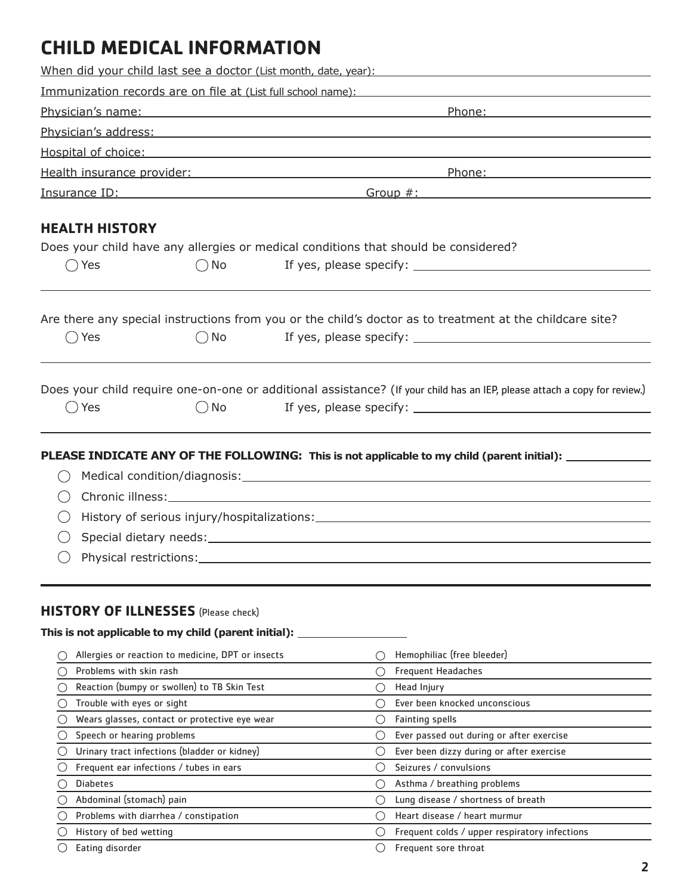# CHILD MEDICAL INFORMATION

When did your child last see a doctor (List month, date, year): ____________________

Immunization records are on file at (List full school name): ____________________

Physician's name: ____________________ Phone: ____________________

Physician's address: ____________________

Hospital of choice: ____________________

Health insurance provider: ____________________ Phone: ____________________

Insurance ID: ____________________ Group #: ____________________

## HEALTH HISTORY

Does your child have any allergies or medical conditions that should be considered?

◯ Yes ◯ No If yes, please specify: ____________________

Are there any special instructions from you or the child's doctor as to treatment at the childcare site?

◯ Yes ◯ No If yes, please specify: ____________________

Does your child require one-on-one or additional assistance? (If your child has an IEP, please attach a copy for review.)

◯ Yes ◯ No If yes, please specify: ____________________

**PLEASE INDICATE ANY OF THE FOLLOWING: This is not applicable to my child (parent initial):** ____________

- ◯ Medical condition/diagnosis: ____________________
- ◯ Chronic illness: ____________________
- ◯ History of serious injury/hospitalizations: ____________________
- ◯ Special dietary needs: ____________________
- ◯ Physical restrictions: ____________________

## HISTORY OF ILLNESSES (Please check)

**This is not applicable to my child (parent initial):** ____________

| | |
|---|---|
| ◯ Allergies or reaction to medicine, DPT or insects | ◯ Hemophiliac (free bleeder) |
| ◯ Problems with skin rash | ◯ Frequent Headaches |
| ◯ Reaction (bumpy or swollen) to TB Skin Test | ◯ Head Injury |
| ◯ Trouble with eyes or sight | ◯ Ever been knocked unconscious |
| ◯ Wears glasses, contact or protective eye wear | ◯ Fainting spells |
| ◯ Speech or hearing problems | ◯ Ever passed out during or after exercise |
| ◯ Urinary tract infections (bladder or kidney) | ◯ Ever been dizzy during or after exercise |
| ◯ Frequent ear infections / tubes in ears | ◯ Seizures / convulsions |
| ◯ Diabetes | ◯ Asthma / breathing problems |
| ◯ Abdominal (stomach) pain | ◯ Lung disease / shortness of breath |
| ◯ Problems with diarrhea / constipation | ◯ Heart disease / heart murmur |
| ◯ History of bed wetting | ◯ Frequent colds / upper respiratory infections |
| ◯ Eating disorder | ◯ Frequent sore throat |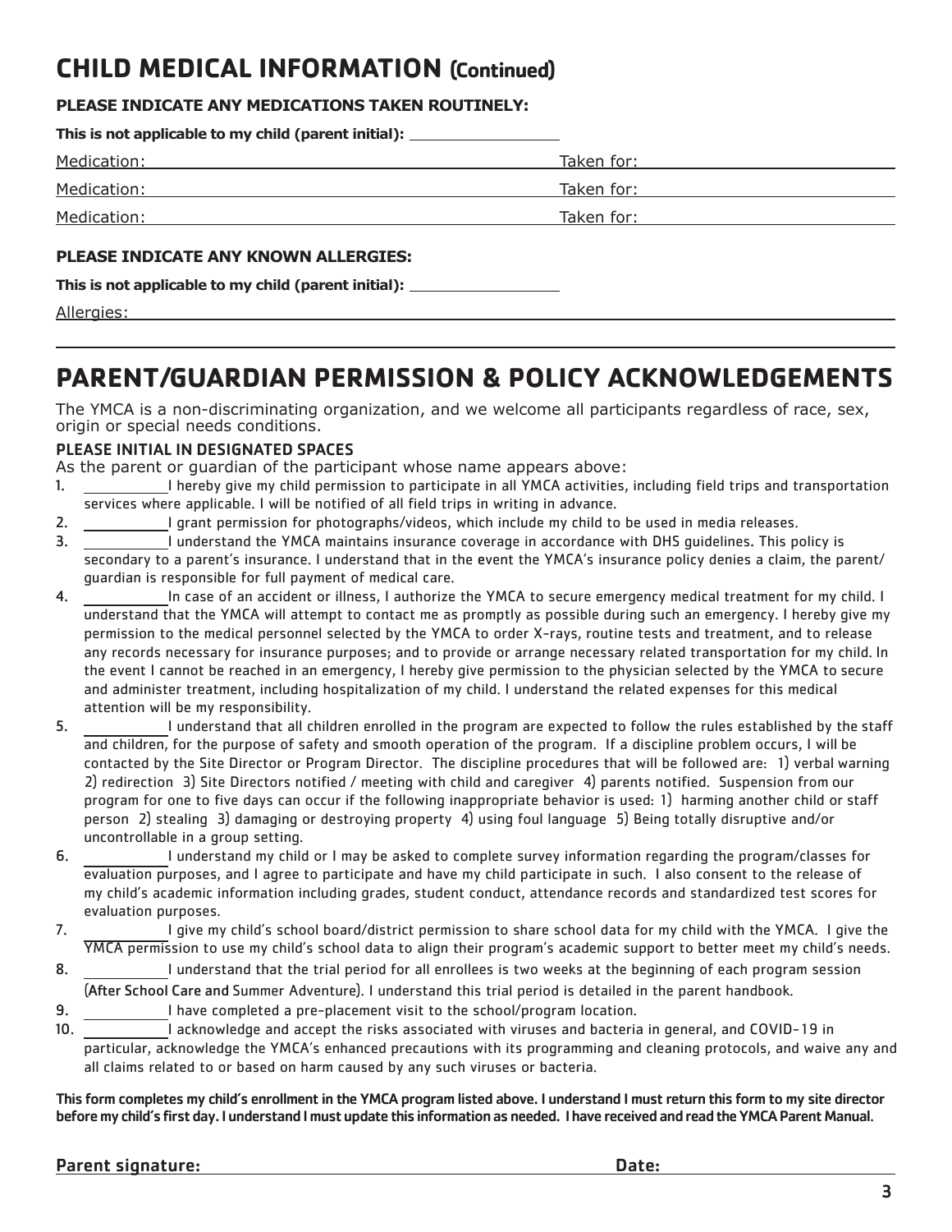# CHILD MEDICAL INFORMATION (Continued)

**PLEASE INDICATE ANY MEDICATIONS TAKEN ROUTINELY:**

**This is not applicable to my child (parent initial):** ________________

Medication: ______________________________ Taken for: ______________________________

Medication: ______________________________ Taken for: ______________________________

Medication: ______________________________ Taken for: ______________________________

**PLEASE INDICATE ANY KNOWN ALLERGIES:**

**This is not applicable to my child (parent initial):** ________________

Allergies: ____________________________________________________________

# PARENT/GUARDIAN PERMISSION & POLICY ACKNOWLEDGEMENTS

The YMCA is a non-discriminating organization, and we welcome all participants regardless of race, sex, origin or special needs conditions.

**PLEASE INITIAL IN DESIGNATED SPACES**

As the parent or guardian of the participant whose name appears above:

1. __________ I hereby give my child permission to participate in all YMCA activities, including field trips and transportation services where applicable. I will be notified of all field trips in writing in advance.
2. __________ I grant permission for photographs/videos, which include my child to be used in media releases.
3. __________ I understand the YMCA maintains insurance coverage in accordance with DHS guidelines. This policy is secondary to a parent's insurance. I understand that in the event the YMCA's insurance policy denies a claim, the parent/guardian is responsible for full payment of medical care.
4. __________ In case of an accident or illness, I authorize the YMCA to secure emergency medical treatment for my child. I understand that the YMCA will attempt to contact me as promptly as possible during such an emergency. I hereby give my permission to the medical personnel selected by the YMCA to order X-rays, routine tests and treatment, and to release any records necessary for insurance purposes; and to provide or arrange necessary related transportation for my child. In the event I cannot be reached in an emergency, I hereby give permission to the physician selected by the YMCA to secure and administer treatment, including hospitalization of my child. I understand the related expenses for this medical attention will be my responsibility.
5. __________ I understand that all children enrolled in the program are expected to follow the rules established by the staff and children, for the purpose of safety and smooth operation of the program. If a discipline problem occurs, I will be contacted by the Site Director or Program Director. The discipline procedures that will be followed are: 1) verbal warning 2) redirection 3) Site Directors notified / meeting with child and caregiver 4) parents notified. Suspension from our program for one to five days can occur if the following inappropriate behavior is used: 1) harming another child or staff person 2) stealing 3) damaging or destroying property 4) using foul language 5) Being totally disruptive and/or uncontrollable in a group setting.
6. __________ I understand my child or I may be asked to complete survey information regarding the program/classes for evaluation purposes, and I agree to participate and have my child participate in such. I also consent to the release of my child's academic information including grades, student conduct, attendance records and standardized test scores for evaluation purposes.
7. __________ I give my child's school board/district permission to share school data for my child with the YMCA. I give the YMCA permission to use my child's school data to align their program's academic support to better meet my child's needs.
8. __________ I understand that the trial period for all enrollees is two weeks at the beginning of each program session (After School Care and Summer Adventure). I understand this trial period is detailed in the parent handbook.
9. __________ I have completed a pre-placement visit to the school/program location.
10. __________ I acknowledge and accept the risks associated with viruses and bacteria in general, and COVID-19 in particular, acknowledge the YMCA's enhanced precautions with its programming and cleaning protocols, and waive any and all claims related to or based on harm caused by any such viruses or bacteria.

**This form completes my child's enrollment in the YMCA program listed above. I understand I must return this form to my site director before my child's first day. I understand I must update this information as needed. I have received and read the YMCA Parent Manual.**

**Parent signature:** ______________________________ **Date:** ________________